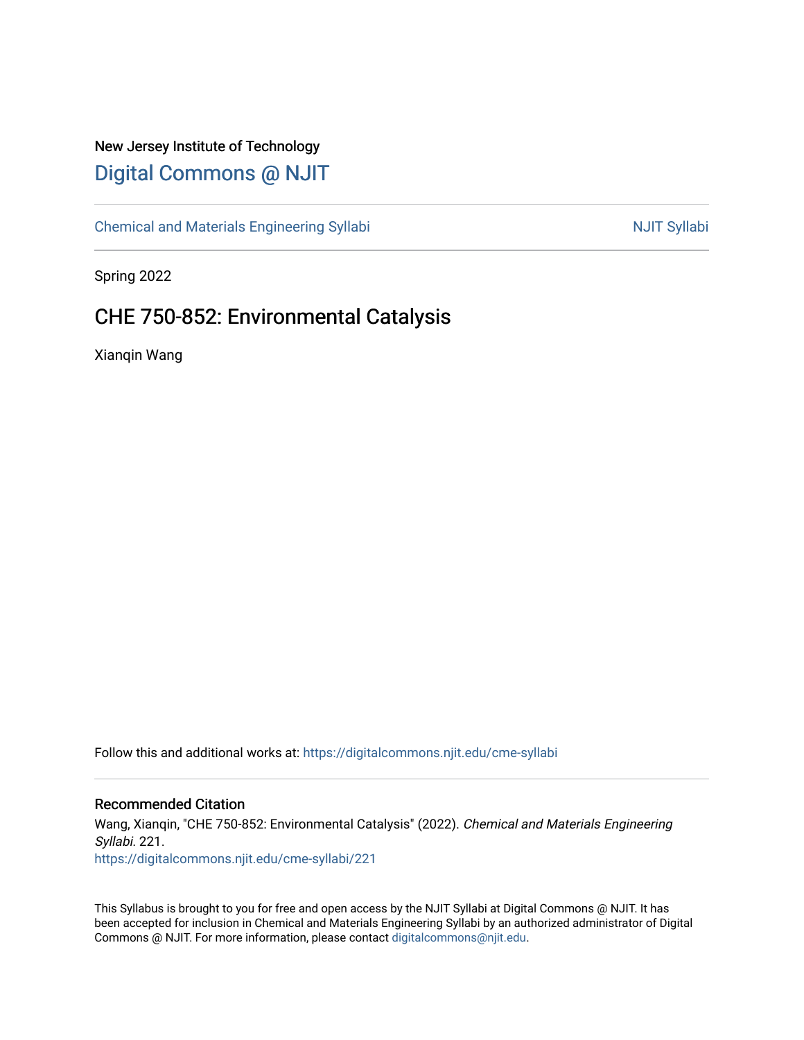New Jersey Institute of Technology

# Digital Commons @ NJIT

Chemical and Materials Engineering Syllabi

NJIT Syllabi

Spring 2022

## CHE 750-852: Environmental Catalysis

Xianqin Wang

Follow this and additional works at: https://digitalcommons.njit.edu/cme-syllabi

### Recommended Citation

Wang, Xianqin, "CHE 750-852: Environmental Catalysis" (2022). *Chemical and Materials Engineering Syllabi*. 221.
https://digitalcommons.njit.edu/cme-syllabi/221

This Syllabus is brought to you for free and open access by the NJIT Syllabi at Digital Commons @ NJIT. It has been accepted for inclusion in Chemical and Materials Engineering Syllabi by an authorized administrator of Digital Commons @ NJIT. For more information, please contact digitalcommons@njit.edu.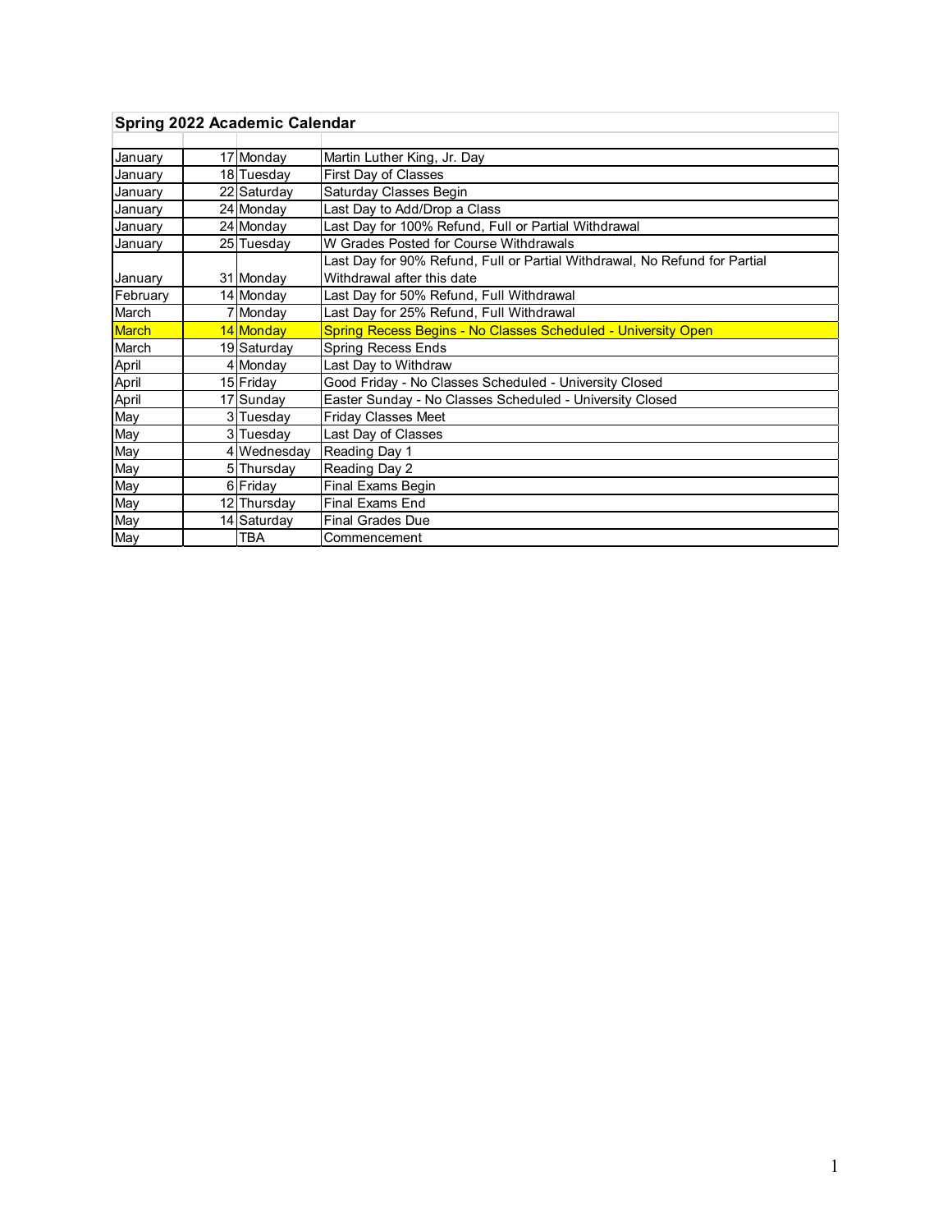## Spring 2022 Academic Calendar

| Month | Day | Weekday | Event |
|---|---|---|---|
| January | 17 | Monday | Martin Luther King, Jr. Day |
| January | 18 | Tuesday | First Day of Classes |
| January | 22 | Saturday | Saturday Classes Begin |
| January | 24 | Monday | Last Day to Add/Drop a Class |
| January | 24 | Monday | Last Day for 100% Refund, Full or Partial Withdrawal |
| January | 25 | Tuesday | W Grades Posted for Course Withdrawals |
| January | 31 | Monday | Last Day for 90% Refund, Full or Partial Withdrawal, No Refund for Partial Withdrawal after this date |
| February | 14 | Monday | Last Day for 50% Refund, Full Withdrawal |
| March | 7 | Monday | Last Day for 25% Refund, Full Withdrawal |
| March | 14 | Monday | Spring Recess Begins - No Classes Scheduled - University Open |
| March | 19 | Saturday | Spring Recess Ends |
| April | 4 | Monday | Last Day to Withdraw |
| April | 15 | Friday | Good Friday - No Classes Scheduled - University Closed |
| April | 17 | Sunday | Easter Sunday - No Classes Scheduled - University Closed |
| May | 3 | Tuesday | Friday Classes Meet |
| May | 3 | Tuesday | Last Day of Classes |
| May | 4 | Wednesday | Reading Day 1 |
| May | 5 | Thursday | Reading Day 2 |
| May | 6 | Friday | Final Exams Begin |
| May | 12 | Thursday | Final Exams End |
| May | 14 | Saturday | Final Grades Due |
| May | | TBA | Commencement |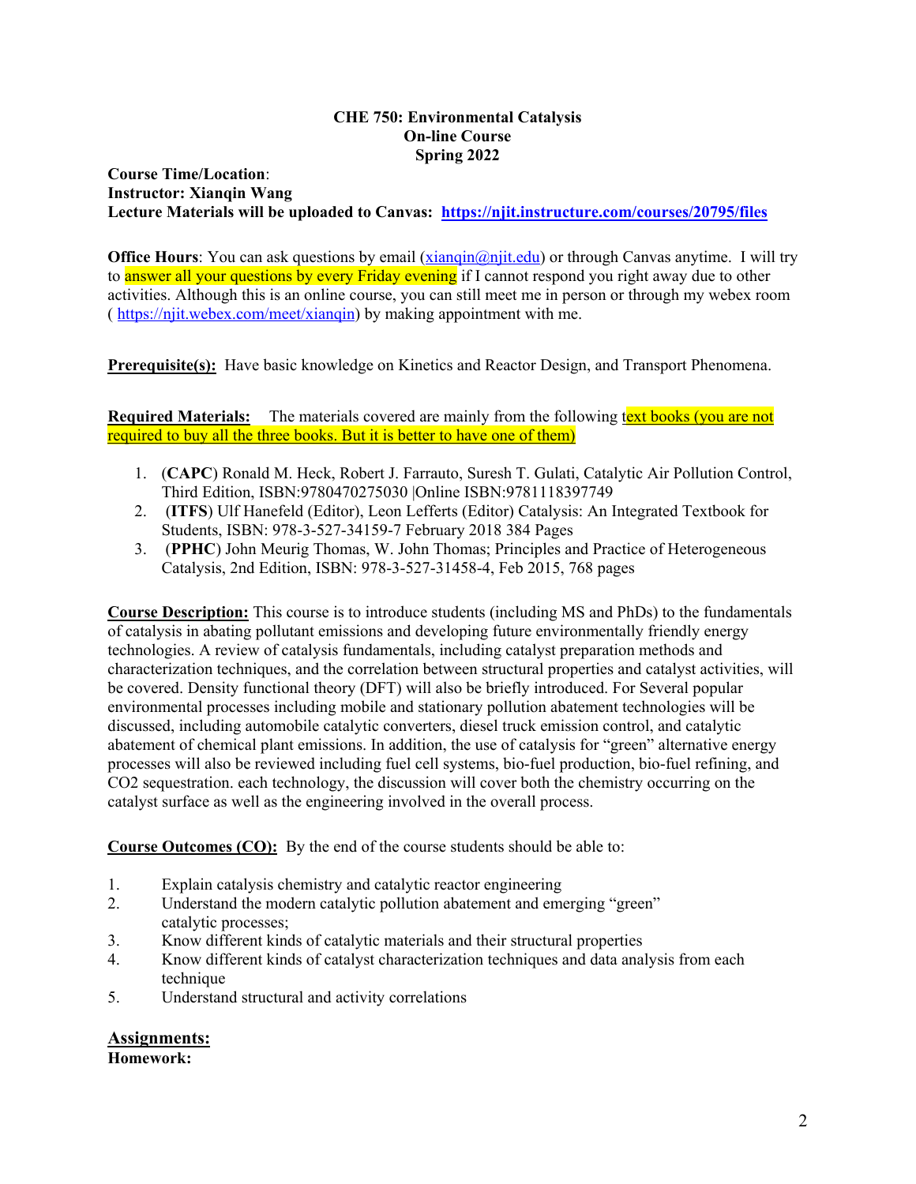**CHE 750: Environmental Catalysis**
**On-line Course**
**Spring 2022**

**Course Time/Location**:
**Instructor: Xianqin Wang**
**Lecture Materials will be uploaded to Canvas: [https://njit.instructure.com/courses/20795/files](https://njit.instructure.com/courses/20795/files)**

**Office Hours**: You can ask questions by email ([xianqin@njit.edu](mailto:xianqin@njit.edu)) or through Canvas anytime. I will try to answer all your questions by every Friday evening if I cannot respond you right away due to other activities. Although this is an online course, you can still meet me in person or through my webex room ( [https://njit.webex.com/meet/xianqin](https://njit.webex.com/meet/xianqin)) by making appointment with me.

**Prerequisite(s):** Have basic knowledge on Kinetics and Reactor Design, and Transport Phenomena.

**Required Materials:** The materials covered are mainly from the following text books (you are not required to buy all the three books. But it is better to have one of them)

1. (**CAPC**) Ronald M. Heck, Robert J. Farrauto, Suresh T. Gulati, Catalytic Air Pollution Control, Third Edition, ISBN:9780470275030 |Online ISBN:9781118397749
2. (**ITFS**) Ulf Hanefeld (Editor), Leon Lefferts (Editor) Catalysis: An Integrated Textbook for Students, ISBN: 978-3-527-34159-7 February 2018 384 Pages
3. (**PPHC**) John Meurig Thomas, W. John Thomas; Principles and Practice of Heterogeneous Catalysis, 2nd Edition, ISBN: 978-3-527-31458-4, Feb 2015, 768 pages

**Course Description:** This course is to introduce students (including MS and PhDs) to the fundamentals of catalysis in abating pollutant emissions and developing future environmentally friendly energy technologies. A review of catalysis fundamentals, including catalyst preparation methods and characterization techniques, and the correlation between structural properties and catalyst activities, will be covered. Density functional theory (DFT) will also be briefly introduced. For Several popular environmental processes including mobile and stationary pollution abatement technologies will be discussed, including automobile catalytic converters, diesel truck emission control, and catalytic abatement of chemical plant emissions. In addition, the use of catalysis for "green" alternative energy processes will also be reviewed including fuel cell systems, bio-fuel production, bio-fuel refining, and CO2 sequestration. each technology, the discussion will cover both the chemistry occurring on the catalyst surface as well as the engineering involved in the overall process.

**Course Outcomes (CO):** By the end of the course students should be able to:

1. Explain catalysis chemistry and catalytic reactor engineering
2. Understand the modern catalytic pollution abatement and emerging "green" catalytic processes;
3. Know different kinds of catalytic materials and their structural properties
4. Know different kinds of catalyst characterization techniques and data analysis from each technique
5. Understand structural and activity correlations

## Assignments:

**Homework:**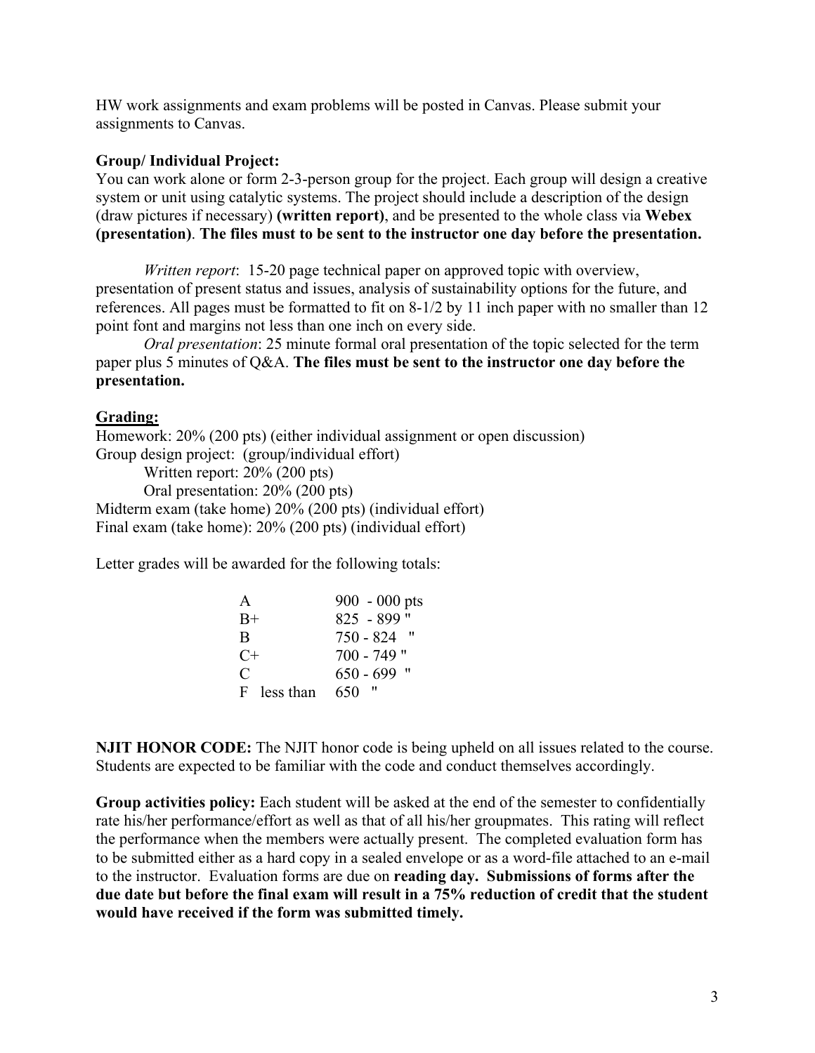HW work assignments and exam problems will be posted in Canvas. Please submit your assignments to Canvas.

**Group/ Individual Project:**

You can work alone or form 2-3-person group for the project. Each group will design a creative system or unit using catalytic systems. The project should include a description of the design (draw pictures if necessary) **(written report)**, and be presented to the whole class via **Webex (presentation)**. **The files must to be sent to the instructor one day before the presentation.**

*Written report*: 15-20 page technical paper on approved topic with overview, presentation of present status and issues, analysis of sustainability options for the future, and references. All pages must be formatted to fit on 8-1/2 by 11 inch paper with no smaller than 12 point font and margins not less than one inch on every side.

*Oral presentation*: 25 minute formal oral presentation of the topic selected for the term paper plus 5 minutes of Q&A. **The files must be sent to the instructor one day before the presentation.**

**Grading:**

Homework: 20% (200 pts) (either individual assignment or open discussion)
Group design project: (group/individual effort)
    Written report: 20% (200 pts)
    Oral presentation: 20% (200 pts)
Midterm exam (take home) 20% (200 pts) (individual effort)
Final exam (take home): 20% (200 pts) (individual effort)

Letter grades will be awarded for the following totals:

| Grade | Points |
|---|---|
| A | 900 - 000 pts |
| B+ | 825 - 899 " |
| B | 750 - 824 " |
| C+ | 700 - 749 " |
| C | 650 - 699 " |
| F less than | 650 " |

**NJIT HONOR CODE:** The NJIT honor code is being upheld on all issues related to the course. Students are expected to be familiar with the code and conduct themselves accordingly.

**Group activities policy:** Each student will be asked at the end of the semester to confidentially rate his/her performance/effort as well as that of all his/her groupmates. This rating will reflect the performance when the members were actually present. The completed evaluation form has to be submitted either as a hard copy in a sealed envelope or as a word-file attached to an e-mail to the instructor. Evaluation forms are due on **reading day. Submissions of forms after the due date but before the final exam will result in a 75% reduction of credit that the student would have received if the form was submitted timely.**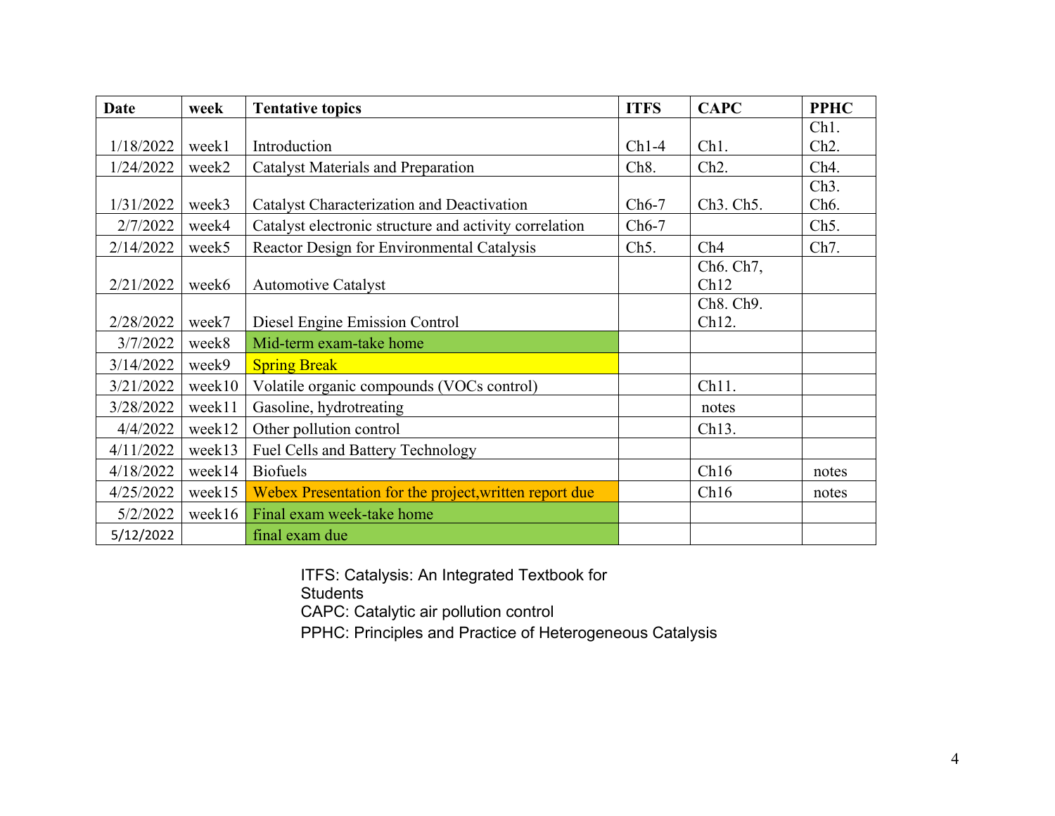| Date | week | Tentative topics | ITFS | CAPC | PPHC |
|---|---|---|---|---|---|
| 1/18/2022 | week1 | Introduction | Ch1-4 | Ch1. | Ch1. Ch2. |
| 1/24/2022 | week2 | Catalyst Materials and Preparation | Ch8. | Ch2. | Ch4. |
| 1/31/2022 | week3 | Catalyst Characterization and Deactivation | Ch6-7 | Ch3. Ch5. | Ch3. Ch6. |
| 2/7/2022 | week4 | Catalyst electronic structure and activity correlation | Ch6-7 | | Ch5. |
| 2/14/2022 | week5 | Reactor Design for Environmental Catalysis | Ch5. | Ch4 | Ch7. |
| 2/21/2022 | week6 | Automotive Catalyst | | Ch6. Ch7, Ch12 | |
| 2/28/2022 | week7 | Diesel Engine Emission Control | | Ch8. Ch9. Ch12. | |
| 3/7/2022 | week8 | Mid-term exam-take home | | | |
| 3/14/2022 | week9 | Spring Break | | | |
| 3/21/2022 | week10 | Volatile organic compounds (VOCs control) | | Ch11. | |
| 3/28/2022 | week11 | Gasoline, hydrotreating | | notes | |
| 4/4/2022 | week12 | Other pollution control | | Ch13. | |
| 4/11/2022 | week13 | Fuel Cells and Battery Technology | | | |
| 4/18/2022 | week14 | Biofuels | | Ch16 | notes |
| 4/25/2022 | week15 | Webex Presentation for the project,written report due | | Ch16 | notes |
| 5/2/2022 | week16 | Final exam week-take home | | | |
| 5/12/2022 | | final exam due | | | |

ITFS: Catalysis: An Integrated Textbook for Students
CAPC: Catalytic air pollution control
PPHC: Principles and Practice of Heterogeneous Catalysis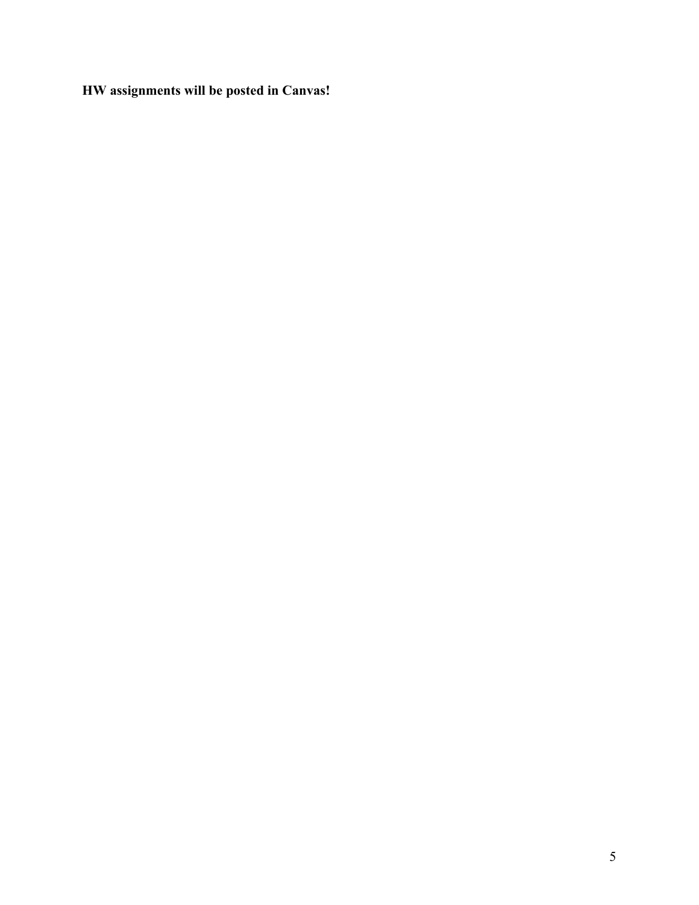**HW assignments will be posted in Canvas!**